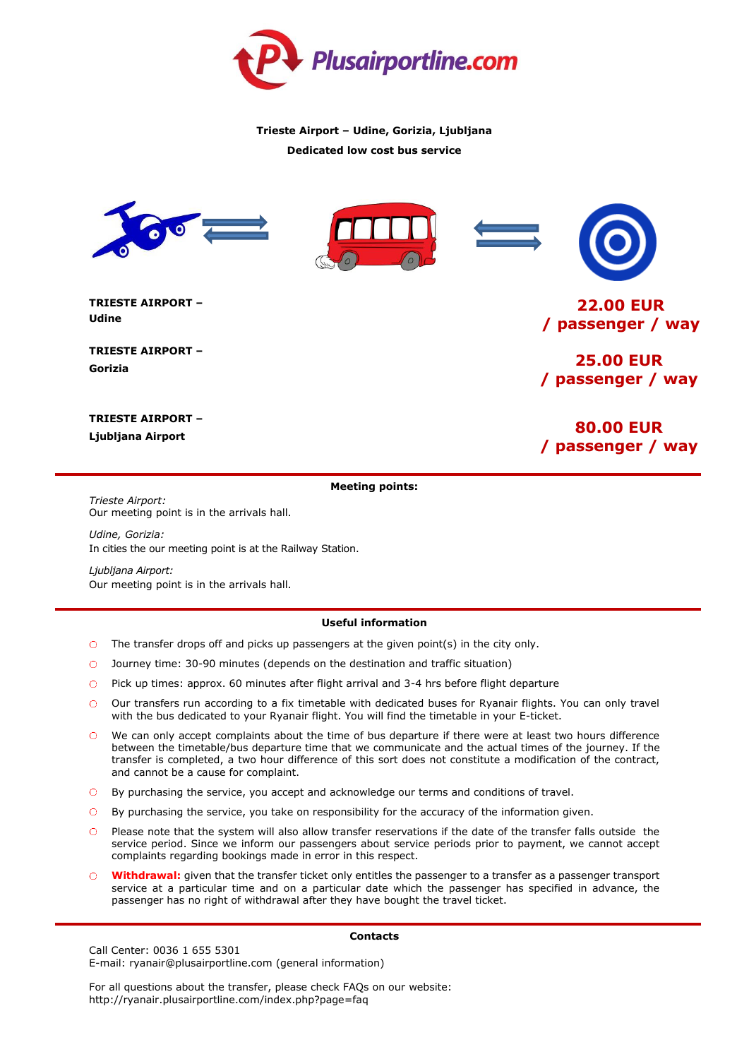Plusairportline.com

**Trieste Airport – Udine, Gorizia, Ljubljana**

**Dedicated low cost bus service**

| Route | Price |
| --- | --- |
| **TRIESTE AIRPORT – Udine** | **22.00 EUR / passenger / way** |
| **TRIESTE AIRPORT – Gorizia** | **25.00 EUR / passenger / way** |
| **TRIESTE AIRPORT – Ljubljana Airport** | **80.00 EUR / passenger / way** |

## Meeting points:

*Trieste Airport:*
Our meeting point is in the arrivals hall.

*Udine, Gorizia:*
In cities the our meeting point is at the Railway Station.

*Ljubljana Airport:*
Our meeting point is in the arrivals hall.

## Useful information

- The transfer drops off and picks up passengers at the given point(s) in the city only.
- Journey time: 30-90 minutes (depends on the destination and traffic situation)
- Pick up times: approx. 60 minutes after flight arrival and 3-4 hrs before flight departure
- Our transfers run according to a fix timetable with dedicated buses for Ryanair flights. You can only travel with the bus dedicated to your Ryanair flight. You will find the timetable in your E-ticket.
- We can only accept complaints about the time of bus departure if there were at least two hours difference between the timetable/bus departure time that we communicate and the actual times of the journey. If the transfer is completed, a two hour difference of this sort does not constitute a modification of the contract, and cannot be a cause for complaint.
- By purchasing the service, you accept and acknowledge our terms and conditions of travel.
- By purchasing the service, you take on responsibility for the accuracy of the information given.
- Please note that the system will also allow transfer reservations if the date of the transfer falls outside the service period. Since we inform our passengers about service periods prior to payment, we cannot accept complaints regarding bookings made in error in this respect.
- **Withdrawal:** given that the transfer ticket only entitles the passenger to a transfer as a passenger transport service at a particular time and on a particular date which the passenger has specified in advance, the passenger has no right of withdrawal after they have bought the travel ticket.

## Contacts

Call Center: 0036 1 655 5301
E-mail: ryanair@plusairportline.com (general information)

For all questions about the transfer, please check FAQs on our website:
http://ryanair.plusairportline.com/index.php?page=faq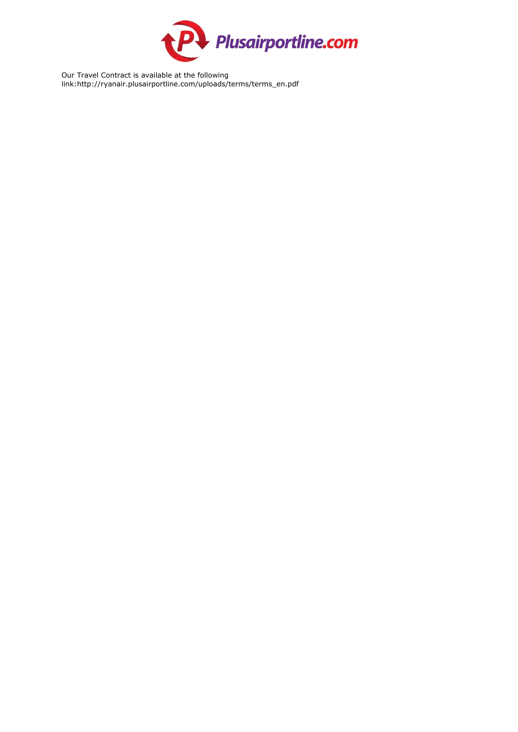Our Travel Contract is available at the following link:http://ryanair.plusairportline.com/uploads/terms/terms_en.pdf